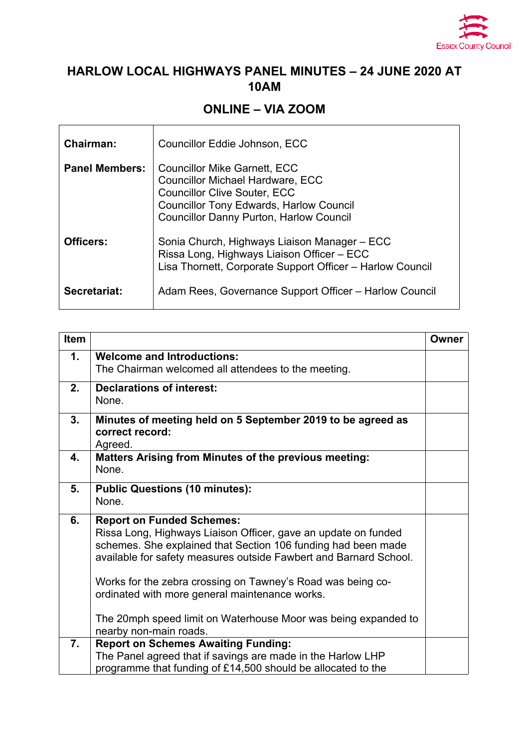Essex County Council

# HARLOW LOCAL HIGHWAYS PANEL MINUTES – 24 JUNE 2020 AT 10AM

## ONLINE – VIA ZOOM

| | |
|---|---|
| **Chairman:** | Councillor Eddie Johnson, ECC |
| **Panel Members:** | Councillor Mike Garnett, ECC<br>Councillor Michael Hardware, ECC<br>Councillor Clive Souter, ECC<br>Councillor Tony Edwards, Harlow Council<br>Councillor Danny Purton, Harlow Council |
| **Officers:** | Sonia Church, Highways Liaison Manager – ECC<br>Rissa Long, Highways Liaison Officer – ECC<br>Lisa Thornett, Corporate Support Officer – Harlow Council |
| **Secretariat:** | Adam Rees, Governance Support Officer – Harlow Council |

| Item | | Owner |
|---|---|---|
| **1.** | **Welcome and Introductions:**<br>The Chairman welcomed all attendees to the meeting. | |
| **2.** | **Declarations of interest:**<br>None. | |
| **3.** | **Minutes of meeting held on 5 September 2019 to be agreed as correct record:**<br>Agreed. | |
| **4.** | **Matters Arising from Minutes of the previous meeting:**<br>None. | |
| **5.** | **Public Questions (10 minutes):**<br>None. | |
| **6.** | **Report on Funded Schemes:**<br>Rissa Long, Highways Liaison Officer, gave an update on funded schemes. She explained that Section 106 funding had been made available for safety measures outside Fawbert and Barnard School.<br><br>Works for the zebra crossing on Tawney's Road was being co-ordinated with more general maintenance works.<br><br>The 20mph speed limit on Waterhouse Moor was being expanded to nearby non-main roads. | |
| **7.** | **Report on Schemes Awaiting Funding:**<br>The Panel agreed that if savings are made in the Harlow LHP programme that funding of £14,500 should be allocated to the | |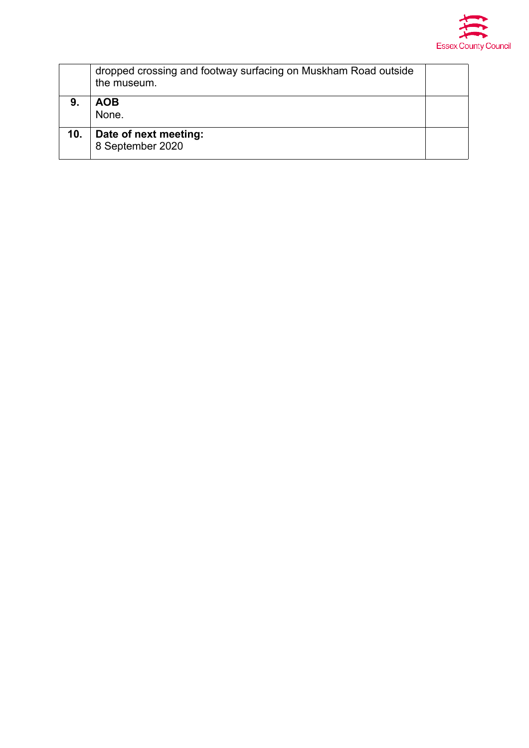| | | |
|---|---|---|
| | dropped crossing and footway surfacing on Muskham Road outside the museum. | |
| **9.** | **AOB**<br>None. | |
| **10.** | **Date of next meeting:**<br>8 September 2020 | |